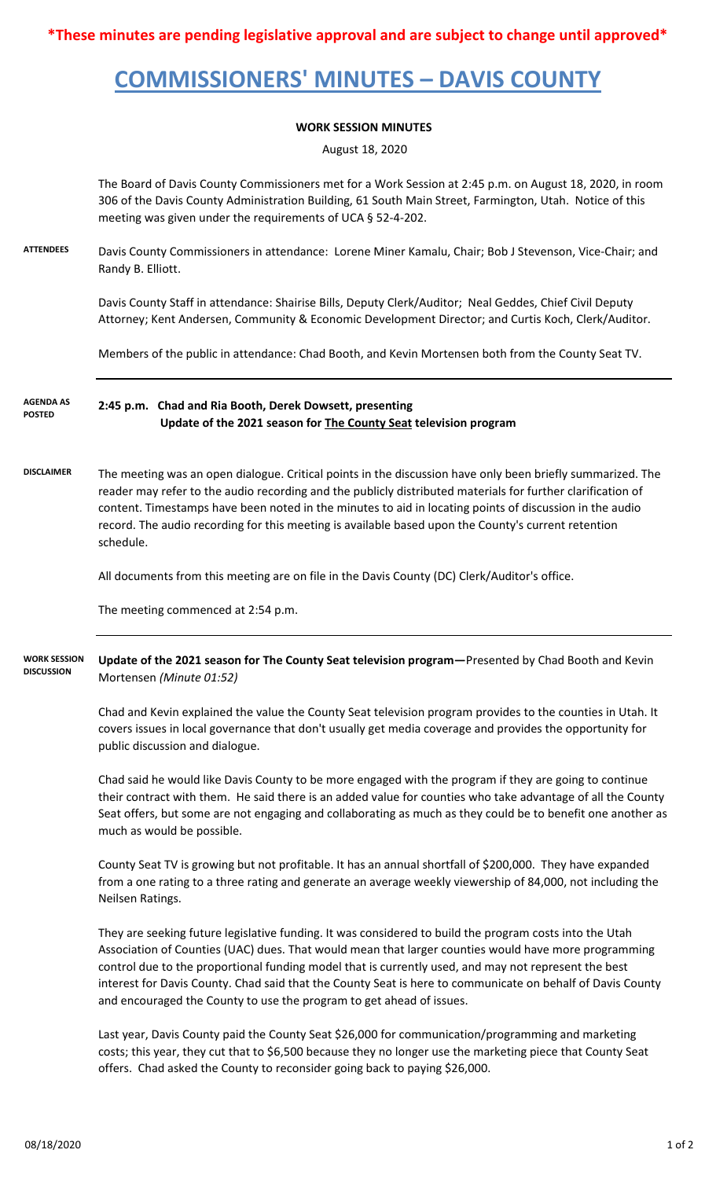**\*These minutes are pending legislative approval and are subject to change until approved\***

# COMMISSIONERS' MINUTES – DAVIS COUNTY

**WORK SESSION MINUTES**

August 18, 2020

The Board of Davis County Commissioners met for a Work Session at 2:45 p.m. on August 18, 2020, in room 306 of the Davis County Administration Building, 61 South Main Street, Farmington, Utah. Notice of this meeting was given under the requirements of UCA § 52-4-202.

**ATTENDEES**

Davis County Commissioners in attendance: Lorene Miner Kamalu, Chair; Bob J Stevenson, Vice-Chair; and Randy B. Elliott.

Davis County Staff in attendance: Shairise Bills, Deputy Clerk/Auditor; Neal Geddes, Chief Civil Deputy Attorney; Kent Andersen, Community & Economic Development Director; and Curtis Koch, Clerk/Auditor.

Members of the public in attendance: Chad Booth, and Kevin Mortensen both from the County Seat TV.

**AGENDA AS POSTED**

**2:45 p.m. Chad and Ria Booth, Derek Dowsett, presenting**
**Update of the 2021 season for The County Seat television program**

**DISCLAIMER**

The meeting was an open dialogue. Critical points in the discussion have only been briefly summarized. The reader may refer to the audio recording and the publicly distributed materials for further clarification of content. Timestamps have been noted in the minutes to aid in locating points of discussion in the audio record. The audio recording for this meeting is available based upon the County's current retention schedule.

All documents from this meeting are on file in the Davis County (DC) Clerk/Auditor's office.

The meeting commenced at 2:54 p.m.

**WORK SESSION DISCUSSION**

**Update of the 2021 season for The County Seat television program—**Presented by Chad Booth and Kevin Mortensen *(Minute 01:52)*

Chad and Kevin explained the value the County Seat television program provides to the counties in Utah. It covers issues in local governance that don't usually get media coverage and provides the opportunity for public discussion and dialogue.

Chad said he would like Davis County to be more engaged with the program if they are going to continue their contract with them. He said there is an added value for counties who take advantage of all the County Seat offers, but some are not engaging and collaborating as much as they could be to benefit one another as much as would be possible.

County Seat TV is growing but not profitable. It has an annual shortfall of $200,000. They have expanded from a one rating to a three rating and generate an average weekly viewership of 84,000, not including the Neilsen Ratings.

They are seeking future legislative funding. It was considered to build the program costs into the Utah Association of Counties (UAC) dues. That would mean that larger counties would have more programming control due to the proportional funding model that is currently used, and may not represent the best interest for Davis County. Chad said that the County Seat is here to communicate on behalf of Davis County and encouraged the County to use the program to get ahead of issues.

Last year, Davis County paid the County Seat $26,000 for communication/programming and marketing costs; this year, they cut that to $6,500 because they no longer use the marketing piece that County Seat offers. Chad asked the County to reconsider going back to paying $26,000.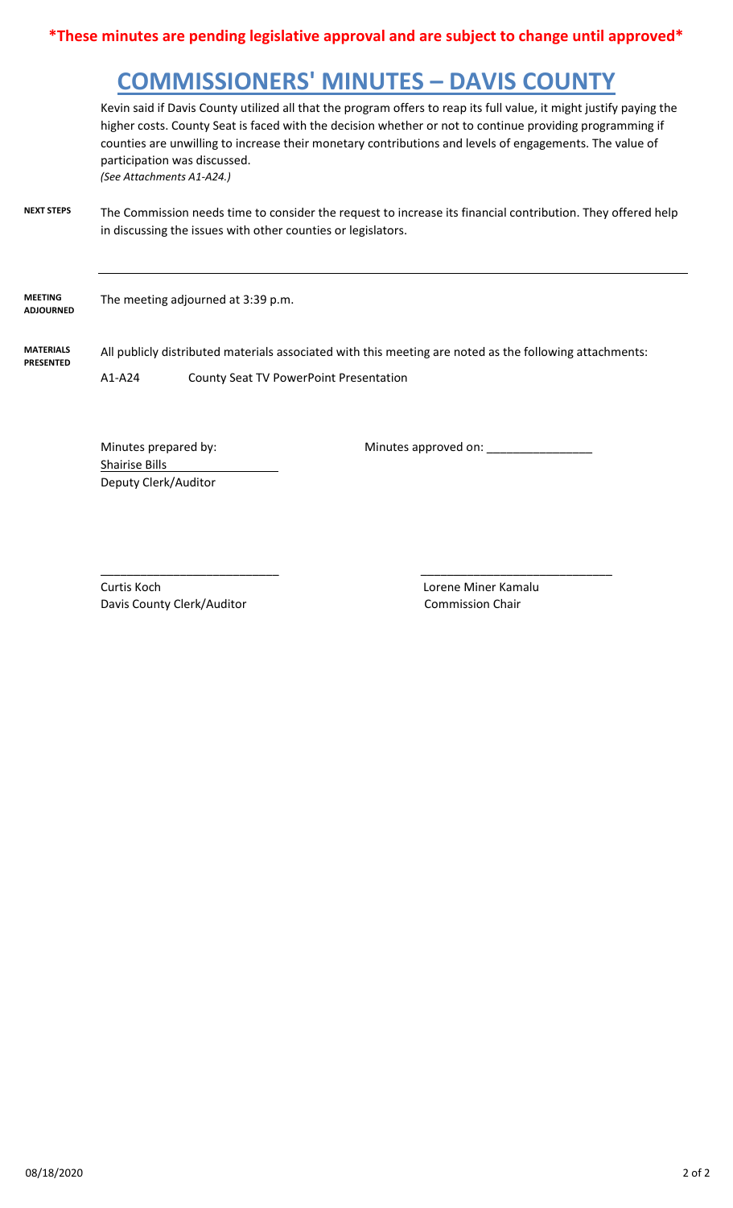**\*These minutes are pending legislative approval and are subject to change until approved\***

# COMMISSIONERS' MINUTES – DAVIS COUNTY

Kevin said if Davis County utilized all that the program offers to reap its full value, it might justify paying the higher costs. County Seat is faced with the decision whether or not to continue providing programming if counties are unwilling to increase their monetary contributions and levels of engagements. The value of participation was discussed.
*(See Attachments A1-A24.)*

**NEXT STEPS** The Commission needs time to consider the request to increase its financial contribution. They offered help in discussing the issues with other counties or legislators.

---

**MEETING ADJOURNED** The meeting adjourned at 3:39 p.m.

**MATERIALS PRESENTED** All publicly distributed materials associated with this meeting are noted as the following attachments:

A1-A24 County Seat TV PowerPoint Presentation

Minutes prepared by:
Shairise Bills
Deputy Clerk/Auditor

Minutes approved on: ________________

___________________________
Curtis Koch
Davis County Clerk/Auditor

___________________________
Lorene Miner Kamalu
Commission Chair

08/18/2020